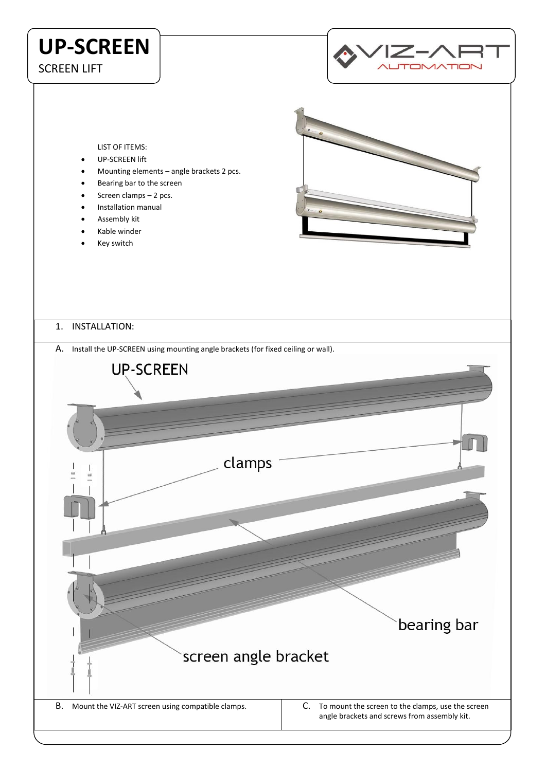# UP-SCREEN

SCREEN LIFT

LIST OF ITEMS:

- UP-SCREEN lift
- Mounting elements – angle brackets 2 pcs.
- Bearing bar to the screen
- Screen clamps – 2 pcs.
- Installation manual
- Assembly kit
- Kable winder
- Key switch

## 1. INSTALLATION:

A. Install the UP-SCREEN using mounting angle brackets (for fixed ceiling or wall).

B. Mount the VIZ-ART screen using compatible clamps.

C. To mount the screen to the clamps, use the screen angle brackets and screws from assembly kit.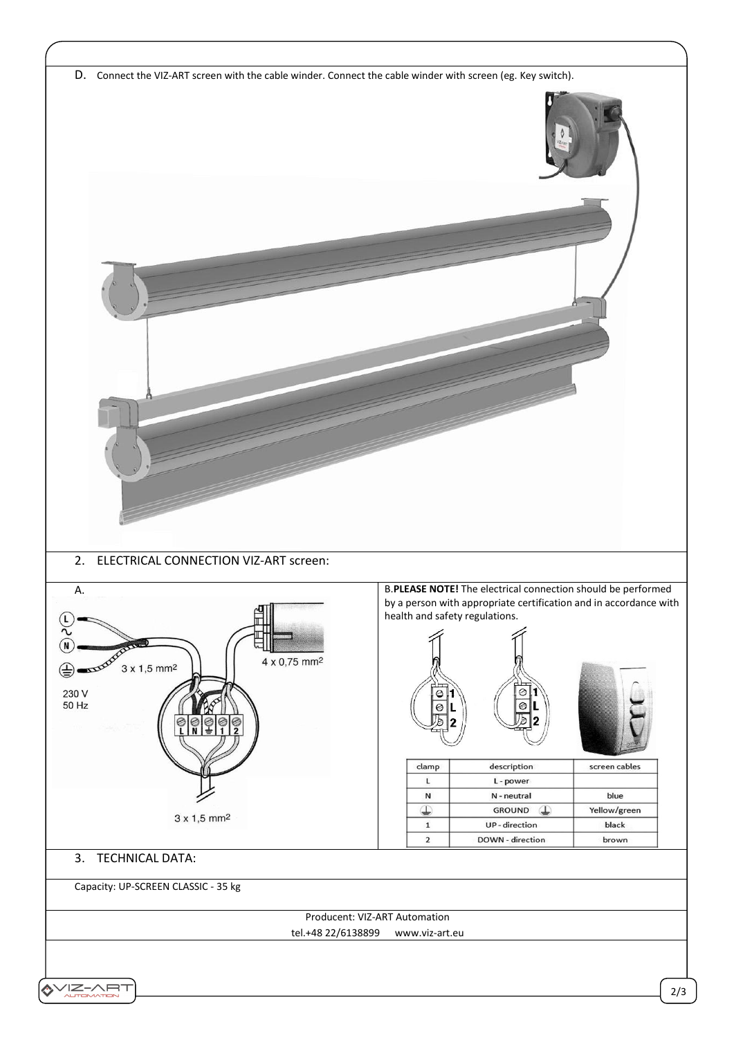D. Connect the VIZ-ART screen with the cable winder. Connect the cable winder with screen (eg. Key switch).

## 2. ELECTRICAL CONNECTION VIZ-ART screen:

A.

L
N
230 V
50 Hz
3 x 1,5 mm²
4 x 0,75 mm²
3 x 1,5 mm²

B. **PLEASE NOTE!** The electrical connection should be performed by a person with appropriate certification and in accordance with health and safety regulations.

| clamp | description | screen cables |
| --- | --- | --- |
| L | L - power | |
| N | N - neutral | blue |
| ⏚ | GROUND ⏚ | Yellow/green |
| 1 | UP - direction | black |
| 2 | DOWN - direction | brown |

## 3. TECHNICAL DATA:

Capacity: UP-SCREEN CLASSIC - 35 kg

Producent: VIZ-ART Automation
tel.+48 22/6138899 www.viz-art.eu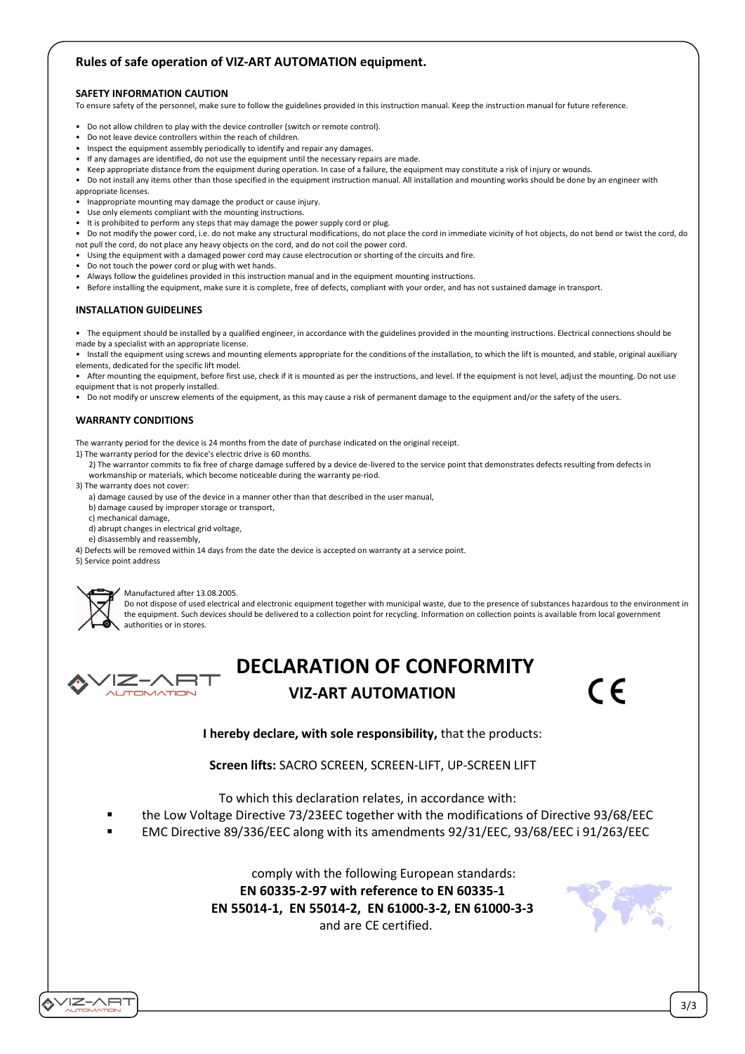## Rules of safe operation of VIZ-ART AUTOMATION equipment.

### SAFETY INFORMATION CAUTION

To ensure safety of the personnel, make sure to follow the guidelines provided in this instruction manual. Keep the instruction manual for future reference.

- Do not allow children to play with the device controller (switch or remote control).
- Do not leave device controllers within the reach of children.
- Inspect the equipment assembly periodically to identify and repair any damages.
- If any damages are identified, do not use the equipment until the necessary repairs are made.
- Keep appropriate distance from the equipment during operation. In case of a failure, the equipment may constitute a risk of injury or wounds.
- Do not install any items other than those specified in the equipment instruction manual. All installation and mounting works should be done by an engineer with appropriate licenses.
- Inappropriate mounting may damage the product or cause injury.
- Use only elements compliant with the mounting instructions.
- It is prohibited to perform any steps that may damage the power supply cord or plug.
- Do not modify the power cord, i.e. do not make any structural modifications, do not place the cord in immediate vicinity of hot objects, do not bend or twist the cord, do not pull the cord, do not place any heavy objects on the cord, and do not coil the power cord.
- Using the equipment with a damaged power cord may cause electrocution or shorting of the circuits and fire.
- Do not touch the power cord or plug with wet hands.
- Always follow the guidelines provided in this instruction manual and in the equipment mounting instructions.
- Before installing the equipment, make sure it is complete, free of defects, compliant with your order, and has not sustained damage in transport.

### INSTALLATION GUIDELINES

- The equipment should be installed by a qualified engineer, in accordance with the guidelines provided in the mounting instructions. Electrical connections should be made by a specialist with an appropriate license.
- Install the equipment using screws and mounting elements appropriate for the conditions of the installation, to which the lift is mounted, and stable, original auxiliary elements, dedicated for the specific lift model.
- After mounting the equipment, before first use, check if it is mounted as per the instructions, and level. If the equipment is not level, adjust the mounting. Do not use equipment that is not properly installed.
- Do not modify or unscrew elements of the equipment, as this may cause a risk of permanent damage to the equipment and/or the safety of the users.

### WARRANTY CONDITIONS

The warranty period for the device is 24 months from the date of purchase indicated on the original receipt.

1) The warranty period for the device's electric drive is 60 months.
   2) The warrantor commits to fix free of charge damage suffered by a device de-livered to the service point that demonstrates defects resulting from defects in workmanship or materials, which become noticeable during the warranty pe-riod.
3) The warranty does not cover:
   a) damage caused by use of the device in a manner other than that described in the user manual,
   b) damage caused by improper storage or transport,
   c) mechanical damage,
   d) abrupt changes in electrical grid voltage,
   e) disassembly and reassembly,
4) Defects will be removed within 14 days from the date the device is accepted on warranty at a service point.
5) Service point address

Manufactured after 13.08.2005.
Do not dispose of used electrical and electronic equipment together with municipal waste, due to the presence of substances hazardous to the environment in the equipment. Such devices should be delivered to a collection point for recycling. Information on collection points is available from local government authorities or in stores.

# DECLARATION OF CONFORMITY

## VIZ-ART AUTOMATION

CE

**I hereby declare, with sole responsibility,** that the products:

**Screen lifts:** SACRO SCREEN, SCREEN-LIFT, UP-SCREEN LIFT

To which this declaration relates, in accordance with:

- the Low Voltage Directive 73/23EEC together with the modifications of Directive 93/68/EEC
- EMC Directive 89/336/EEC along with its amendments 92/31/EEC, 93/68/EEC i 91/263/EEC

comply with the following European standards:
**EN 60335-2-97 with reference to EN 60335-1**
**EN 55014-1, EN 55014-2, EN 61000-3-2, EN 61000-3-3**
and are CE certified.